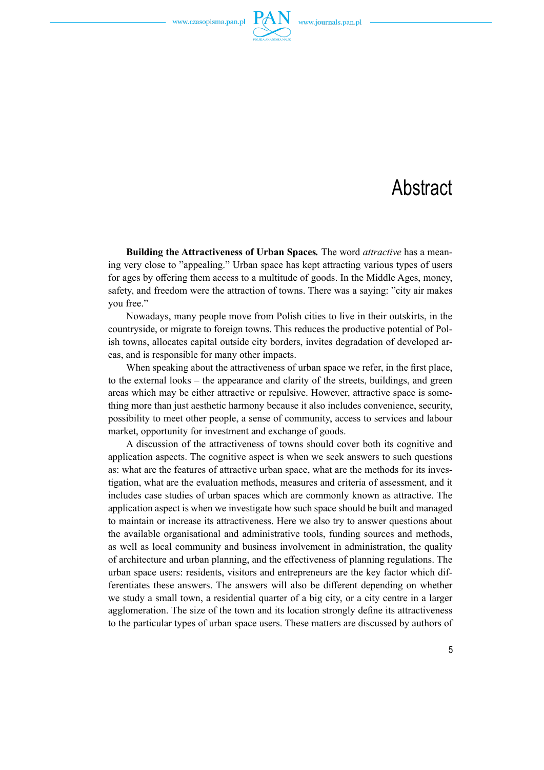# Abstract

**Building the Attractiveness of Urban Spaces.** The word *attractive* has a meaning very close to ”appealing.” Urban space has kept attracting various types of users for ages by offering them access to a multitude of goods. In the Middle Ages, money, safety, and freedom were the attraction of towns. There was a saying: ”city air makes you free.”

Nowadays, many people move from Polish cities to live in their outskirts, in the countryside, or migrate to foreign towns. This reduces the productive potential of Polish towns, allocates capital outside city borders, invites degradation of developed areas, and is responsible for many other impacts.

When speaking about the attractiveness of urban space we refer, in the first place, to the external looks – the appearance and clarity of the streets, buildings, and green areas which may be either attractive or repulsive. However, attractive space is something more than just aesthetic harmony because it also includes convenience, security, possibility to meet other people, a sense of community, access to services and labour market, opportunity for investment and exchange of goods.

A discussion of the attractiveness of towns should cover both its cognitive and application aspects. The cognitive aspect is when we seek answers to such questions as: what are the features of attractive urban space, what are the methods for its investigation, what are the evaluation methods, measures and criteria of assessment, and it includes case studies of urban spaces which are commonly known as attractive. The application aspect is when we investigate how such space should be built and managed to maintain or increase its attractiveness. Here we also try to answer questions about the available organisational and administrative tools, funding sources and methods, as well as local community and business involvement in administration, the quality of architecture and urban planning, and the effectiveness of planning regulations. The urban space users: residents, visitors and entrepreneurs are the key factor which differentiates these answers. The answers will also be different depending on whether we study a small town, a residential quarter of a big city, or a city centre in a larger agglomeration. The size of the town and its location strongly define its attractiveness to the particular types of urban space users. These matters are discussed by authors of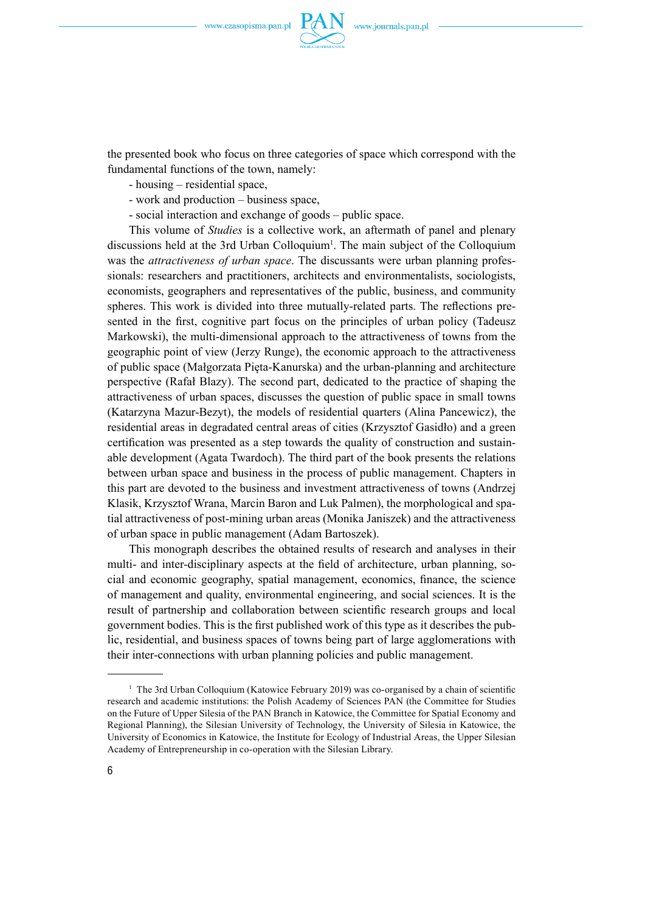the presented book who focus on three categories of space which correspond with the fundamental functions of the town, namely:

- housing – residential space,
- work and production – business space,
- social interaction and exchange of goods – public space.

This volume of *Studies* is a collective work, an aftermath of panel and plenary discussions held at the 3rd Urban Colloquium[1]. The main subject of the Colloquium was the *attractiveness of urban space*. The discussants were urban planning professionals: researchers and practitioners, architects and environmentalists, sociologists, economists, geographers and representatives of the public, business, and community spheres. This work is divided into three mutually-related parts. The reflections presented in the first, cognitive part focus on the principles of urban policy (Tadeusz Markowski), the multi-dimensional approach to the attractiveness of towns from the geographic point of view (Jerzy Runge), the economic approach to the attractiveness of public space (Małgorzata Pięta-Kanurska) and the urban-planning and architecture perspective (Rafał Blazy). The second part, dedicated to the practice of shaping the attractiveness of urban spaces, discusses the question of public space in small towns (Katarzyna Mazur-Bezyt), the models of residential quarters (Alina Pancewicz), the residential areas in degradated central areas of cities (Krzysztof Gasidło) and a green certification was presented as a step towards the quality of construction and sustainable development (Agata Twardoch). The third part of the book presents the relations between urban space and business in the process of public management. Chapters in this part are devoted to the business and investment attractiveness of towns (Andrzej Klasik, Krzysztof Wrana, Marcin Baron and Luk Palmen), the morphological and spatial attractiveness of post-mining urban areas (Monika Janiszek) and the attractiveness of urban space in public management (Adam Bartoszek).

This monograph describes the obtained results of research and analyses in their multi- and inter-disciplinary aspects at the field of architecture, urban planning, social and economic geography, spatial management, economics, finance, the science of management and quality, environmental engineering, and social sciences. It is the result of partnership and collaboration between scientific research groups and local government bodies. This is the first published work of this type as it describes the public, residential, and business spaces of towns being part of large agglomerations with their inter-connections with urban planning policies and public management.

---

[1] The 3rd Urban Colloquium (Katowice February 2019) was co-organised by a chain of scientific research and academic institutions: the Polish Academy of Sciences PAN (the Committee for Studies on the Future of Upper Silesia of the PAN Branch in Katowice, the Committee for Spatial Economy and Regional Planning), the Silesian University of Technology, the University of Silesia in Katowice, the University of Economics in Katowice, the Institute for Ecology of Industrial Areas, the Upper Silesian Academy of Entrepreneurship in co-operation with the Silesian Library.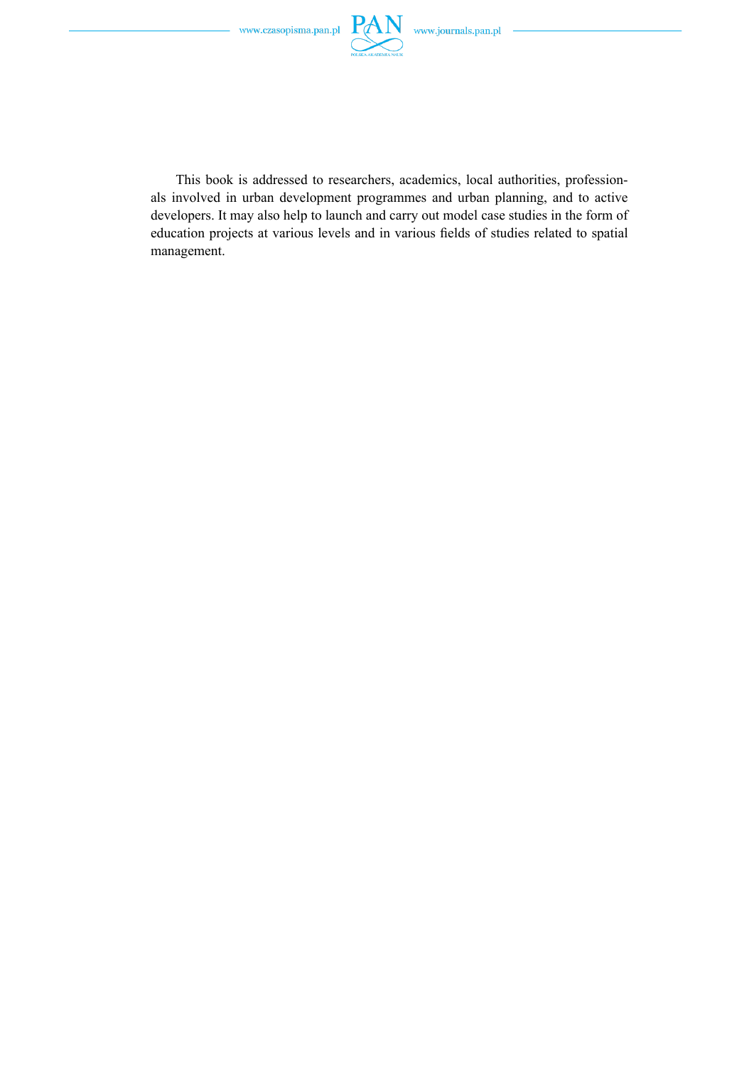This book is addressed to researchers, academics, local authorities, professionals involved in urban development programmes and urban planning, and to active developers. It may also help to launch and carry out model case studies in the form of education projects at various levels and in various fields of studies related to spatial management.